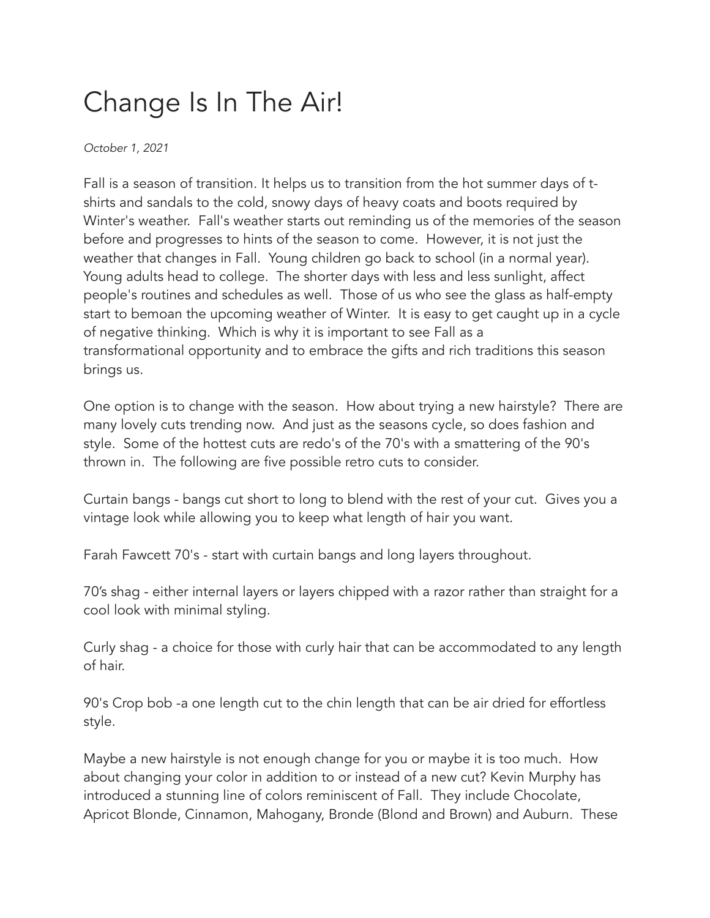# Change Is In The Air!

*October 1, 2021*

Fall is a season of transition. It helps us to transition from the hot summer days of t-shirts and sandals to the cold, snowy days of heavy coats and boots required by Winter's weather. Fall's weather starts out reminding us of the memories of the season before and progresses to hints of the season to come. However, it is not just the weather that changes in Fall. Young children go back to school (in a normal year). Young adults head to college. The shorter days with less and less sunlight, affect people's routines and schedules as well. Those of us who see the glass as half-empty start to bemoan the upcoming weather of Winter. It is easy to get caught up in a cycle of negative thinking. Which is why it is important to see Fall as a transformational opportunity and to embrace the gifts and rich traditions this season brings us.

One option is to change with the season. How about trying a new hairstyle? There are many lovely cuts trending now. And just as the seasons cycle, so does fashion and style. Some of the hottest cuts are redo's of the 70's with a smattering of the 90's thrown in. The following are five possible retro cuts to consider.

Curtain bangs - bangs cut short to long to blend with the rest of your cut. Gives you a vintage look while allowing you to keep what length of hair you want.

Farah Fawcett 70's - start with curtain bangs and long layers throughout.

70’s shag - either internal layers or layers chipped with a razor rather than straight for a cool look with minimal styling.

Curly shag - a choice for those with curly hair that can be accommodated to any length of hair.

90's Crop bob -a one length cut to the chin length that can be air dried for effortless style.

Maybe a new hairstyle is not enough change for you or maybe it is too much. How about changing your color in addition to or instead of a new cut? Kevin Murphy has introduced a stunning line of colors reminiscent of Fall. They include Chocolate, Apricot Blonde, Cinnamon, Mahogany, Bronde (Blond and Brown) and Auburn. These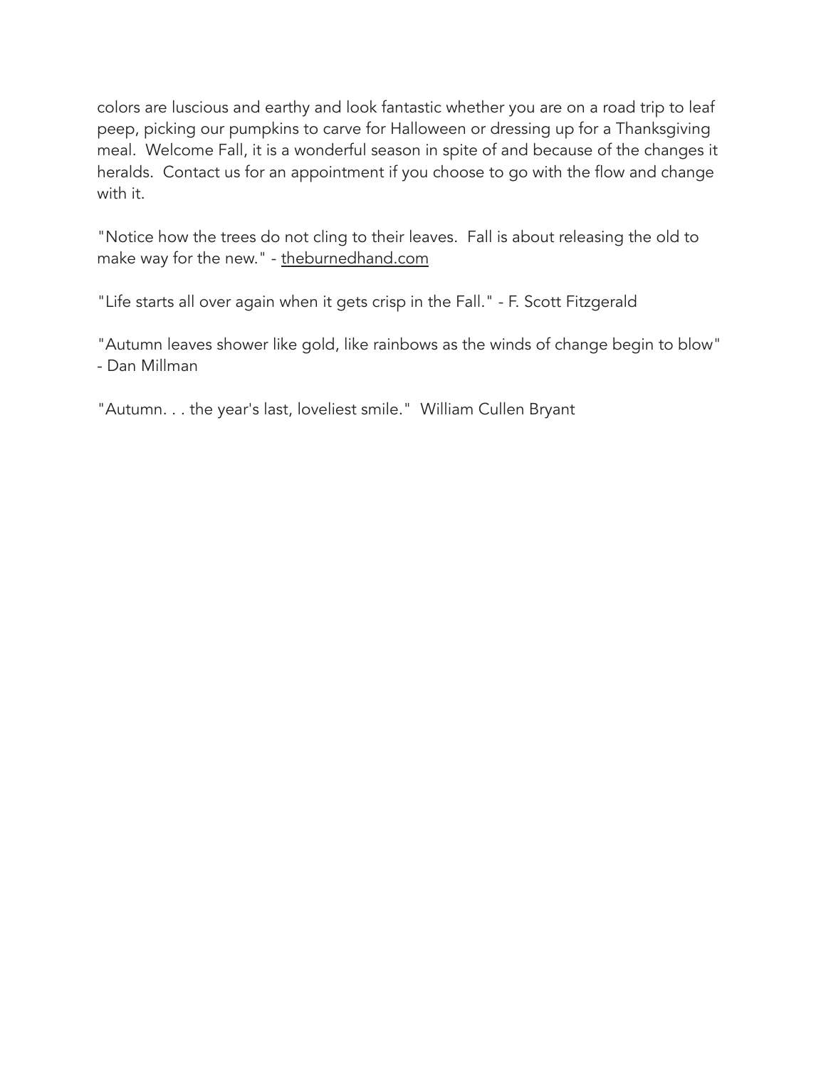colors are luscious and earthy and look fantastic whether you are on a road trip to leaf peep, picking our pumpkins to carve for Halloween or dressing up for a Thanksgiving meal.  Welcome Fall, it is a wonderful season in spite of and because of the changes it heralds.  Contact us for an appointment if you choose to go with the flow and change with it.

"Notice how the trees do not cling to their leaves.  Fall is about releasing the old to make way for the new." - theburnedhand.com

"Life starts all over again when it gets crisp in the Fall." - F. Scott Fitzgerald

"Autumn leaves shower like gold, like rainbows as the winds of change begin to blow" - Dan Millman

"Autumn. . . the year's last, loveliest smile."  William Cullen Bryant